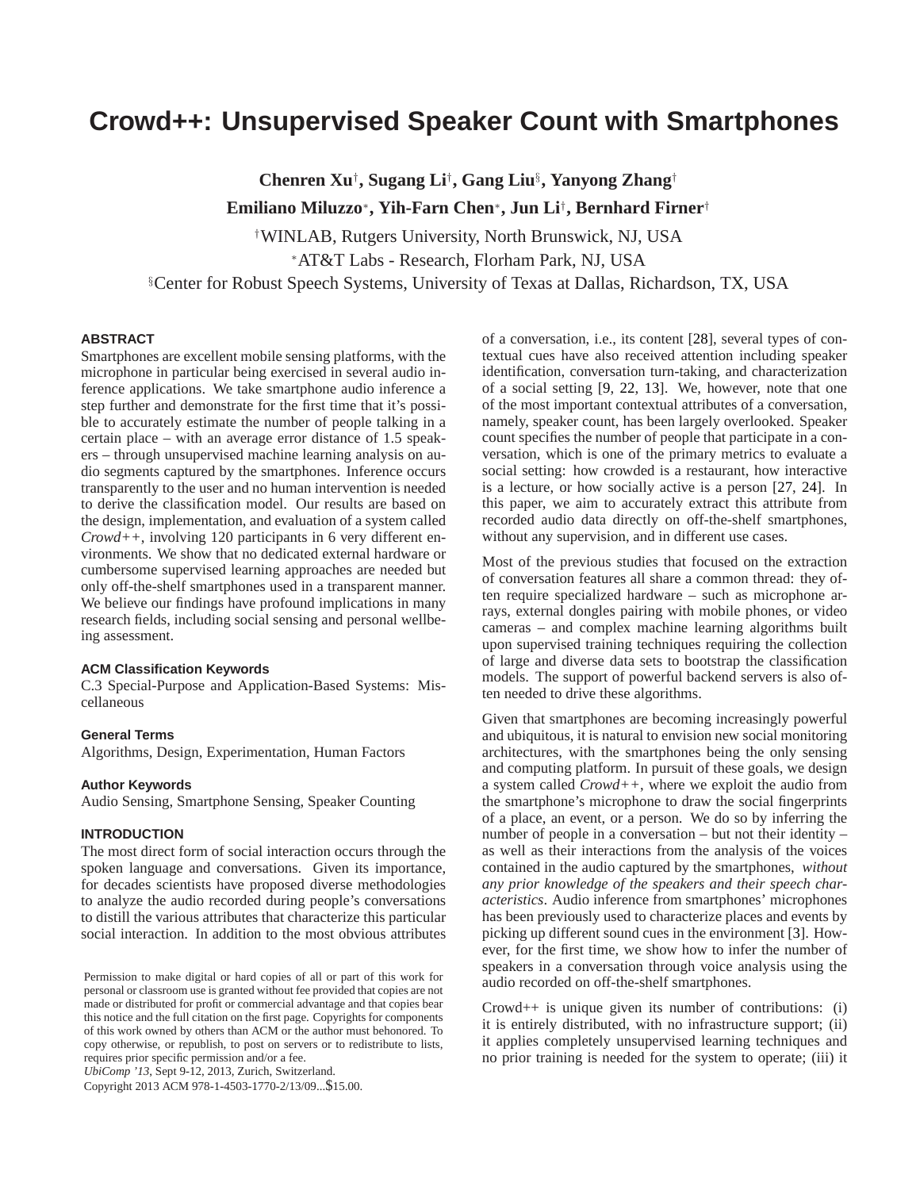# Crowd++: Unsupervised Speaker Count with Smartphones

**Chenren Xu[†], Sugang Li[†], Gang Liu[§], Yanyong Zhang[†]**
**Emiliano Miluzzo[*], Yih-Farn Chen[*], Jun Li[†], Bernhard Firner[†]**

[†]WINLAB, Rutgers University, North Brunswick, NJ, USA
[*]AT&T Labs - Research, Florham Park, NJ, USA
[§]Center for Robust Speech Systems, University of Texas at Dallas, Richardson, TX, USA

## ABSTRACT

Smartphones are excellent mobile sensing platforms, with the microphone in particular being exercised in several audio inference applications. We take smartphone audio inference a step further and demonstrate for the first time that it's possible to accurately estimate the number of people talking in a certain place – with an average error distance of 1.5 speakers – through unsupervised machine learning analysis on audio segments captured by the smartphones. Inference occurs transparently to the user and no human intervention is needed to derive the classification model. Our results are based on the design, implementation, and evaluation of a system called *Crowd++*, involving 120 participants in 6 very different environments. We show that no dedicated external hardware or cumbersome supervised learning approaches are needed but only off-the-shelf smartphones used in a transparent manner. We believe our findings have profound implications in many research fields, including social sensing and personal wellbeing assessment.

### ACM Classification Keywords

C.3 Special-Purpose and Application-Based Systems: Miscellaneous

### General Terms

Algorithms, Design, Experimentation, Human Factors

### Author Keywords

Audio Sensing, Smartphone Sensing, Speaker Counting

## INTRODUCTION

The most direct form of social interaction occurs through the spoken language and conversations. Given its importance, for decades scientists have proposed diverse methodologies to analyze the audio recorded during people's conversations to distill the various attributes that characterize this particular social interaction. In addition to the most obvious attributes of a conversation, i.e., its content [28], several types of contextual cues have also received attention including speaker identification, conversation turn-taking, and characterization of a social setting [9, 22, 13]. We, however, note that one of the most important contextual attributes of a conversation, namely, speaker count, has been largely overlooked. Speaker count specifies the number of people that participate in a conversation, which is one of the primary metrics to evaluate a social setting: how crowded is a restaurant, how interactive is a lecture, or how socially active is a person [27, 24]. In this paper, we aim to accurately extract this attribute from recorded audio data directly on off-the-shelf smartphones, without any supervision, and in different use cases.

Most of the previous studies that focused on the extraction of conversation features all share a common thread: they often require specialized hardware – such as microphone arrays, external dongles pairing with mobile phones, or video cameras – and complex machine learning algorithms built upon supervised training techniques requiring the collection of large and diverse data sets to bootstrap the classification models. The support of powerful backend servers is also often needed to drive these algorithms.

Given that smartphones are becoming increasingly powerful and ubiquitous, it is natural to envision new social monitoring architectures, with the smartphones being the only sensing and computing platform. In pursuit of these goals, we design a system called *Crowd++*, where we exploit the audio from the smartphone's microphone to draw the social fingerprints of a place, an event, or a person. We do so by inferring the number of people in a conversation – but not their identity – as well as their interactions from the analysis of the voices contained in the audio captured by the smartphones, *without any prior knowledge of the speakers and their speech characteristics*. Audio inference from smartphones' microphones has been previously used to characterize places and events by picking up different sound cues in the environment [3]. However, for the first time, we show how to infer the number of speakers in a conversation through voice analysis using the audio recorded on off-the-shelf smartphones.

Crowd++ is unique given its number of contributions: (i) it is entirely distributed, with no infrastructure support; (ii) it applies completely unsupervised learning techniques and no prior training is needed for the system to operate; (iii) it

Permission to make digital or hard copies of all or part of this work for personal or classroom use is granted without fee provided that copies are not made or distributed for profit or commercial advantage and that copies bear this notice and the full citation on the first page. Copyrights for components of this work owned by others than ACM or the author must be honored. To copy otherwise, or republish, to post on servers or to redistribute to lists, requires prior specific permission and/or a fee.
*UbiComp '13*, Sept 9-12, 2013, Zurich, Switzerland.
Copyright 2013 ACM 978-1-4503-1770-2/13/09...$15.00.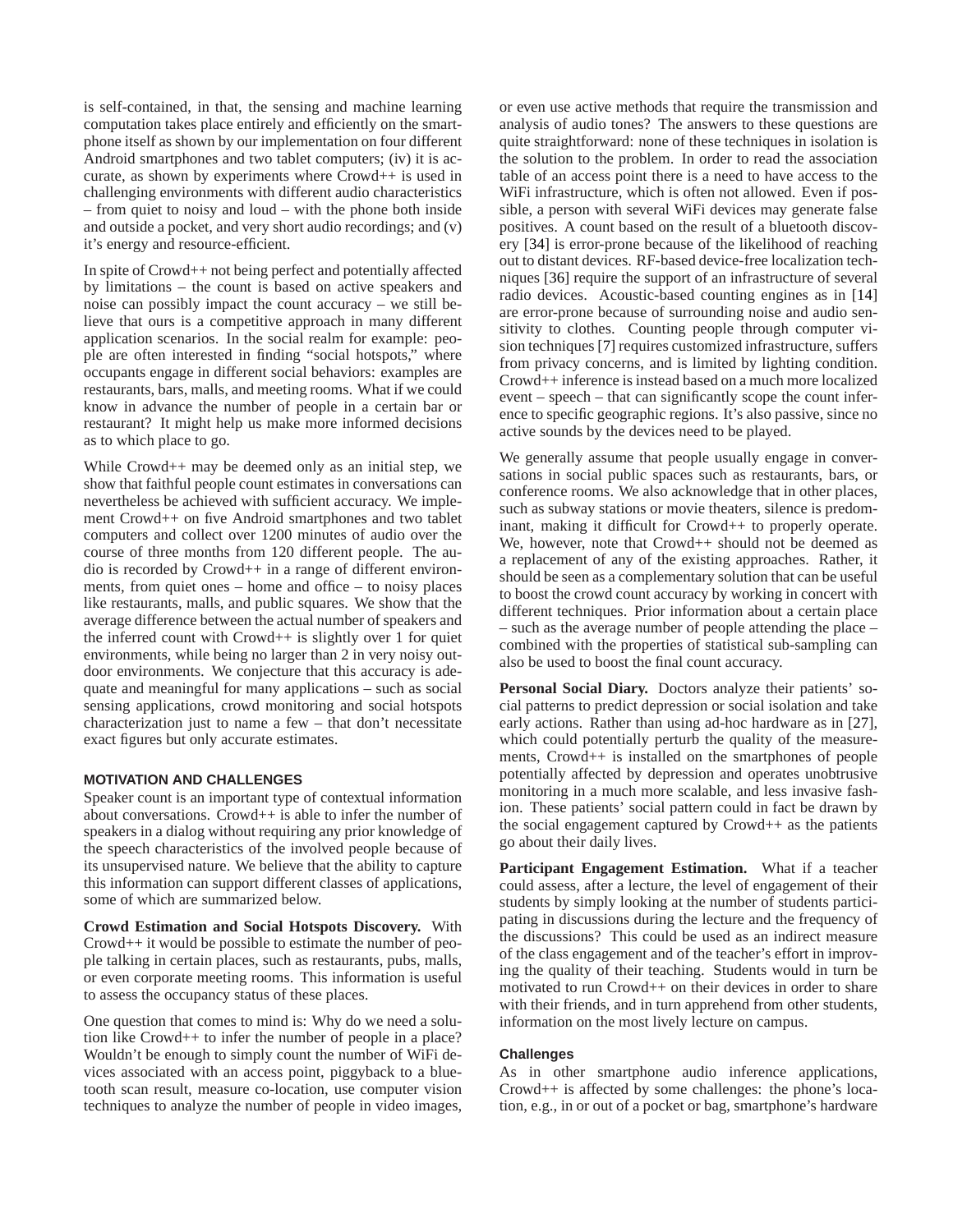is self-contained, in that, the sensing and machine learning computation takes place entirely and efficiently on the smartphone itself as shown by our implementation on four different Android smartphones and two tablet computers; (iv) it is accurate, as shown by experiments where Crowd++ is used in challenging environments with different audio characteristics – from quiet to noisy and loud – with the phone both inside and outside a pocket, and very short audio recordings; and (v) it's energy and resource-efficient.

In spite of Crowd++ not being perfect and potentially affected by limitations – the count is based on active speakers and noise can possibly impact the count accuracy – we still believe that ours is a competitive approach in many different application scenarios. In the social realm for example: people are often interested in finding "social hotspots," where occupants engage in different social behaviors: examples are restaurants, bars, malls, and meeting rooms. What if we could know in advance the number of people in a certain bar or restaurant? It might help us make more informed decisions as to which place to go.

While Crowd++ may be deemed only as an initial step, we show that faithful people count estimates in conversations can nevertheless be achieved with sufficient accuracy. We implement Crowd++ on five Android smartphones and two tablet computers and collect over 1200 minutes of audio over the course of three months from 120 different people. The audio is recorded by Crowd++ in a range of different environments, from quiet ones – home and office – to noisy places like restaurants, malls, and public squares. We show that the average difference between the actual number of speakers and the inferred count with Crowd++ is slightly over 1 for quiet environments, while being no larger than 2 in very noisy outdoor environments. We conjecture that this accuracy is adequate and meaningful for many applications – such as social sensing applications, crowd monitoring and social hotspots characterization just to name a few – that don't necessitate exact figures but only accurate estimates.

## MOTIVATION AND CHALLENGES

Speaker count is an important type of contextual information about conversations. Crowd++ is able to infer the number of speakers in a dialog without requiring any prior knowledge of the speech characteristics of the involved people because of its unsupervised nature. We believe that the ability to capture this information can support different classes of applications, some of which are summarized below.

**Crowd Estimation and Social Hotspots Discovery.** With Crowd++ it would be possible to estimate the number of people talking in certain places, such as restaurants, pubs, malls, or even corporate meeting rooms. This information is useful to assess the occupancy status of these places.

One question that comes to mind is: Why do we need a solution like Crowd++ to infer the number of people in a place? Wouldn't be enough to simply count the number of WiFi devices associated with an access point, piggyback to a bluetooth scan result, measure co-location, use computer vision techniques to analyze the number of people in video images, or even use active methods that require the transmission and analysis of audio tones? The answers to these questions are quite straightforward: none of these techniques in isolation is the solution to the problem. In order to read the association table of an access point there is a need to have access to the WiFi infrastructure, which is often not allowed. Even if possible, a person with several WiFi devices may generate false positives. A count based on the result of a bluetooth discovery [34] is error-prone because of the likelihood of reaching out to distant devices. RF-based device-free localization techniques [36] require the support of an infrastructure of several radio devices. Acoustic-based counting engines as in [14] are error-prone because of surrounding noise and audio sensitivity to clothes. Counting people through computer vision techniques [7] requires customized infrastructure, suffers from privacy concerns, and is limited by lighting condition. Crowd++ inference is instead based on a much more localized event – speech – that can significantly scope the count inference to specific geographic regions. It's also passive, since no active sounds by the devices need to be played.

We generally assume that people usually engage in conversations in social public spaces such as restaurants, bars, or conference rooms. We also acknowledge that in other places, such as subway stations or movie theaters, silence is predominant, making it difficult for Crowd++ to properly operate. We, however, note that Crowd++ should not be deemed as a replacement of any of the existing approaches. Rather, it should be seen as a complementary solution that can be useful to boost the crowd count accuracy by working in concert with different techniques. Prior information about a certain place – such as the average number of people attending the place – combined with the properties of statistical sub-sampling can also be used to boost the final count accuracy.

**Personal Social Diary.** Doctors analyze their patients' social patterns to predict depression or social isolation and take early actions. Rather than using ad-hoc hardware as in [27], which could potentially perturb the quality of the measurements, Crowd++ is installed on the smartphones of people potentially affected by depression and operates unobtrusive monitoring in a much more scalable, and less invasive fashion. These patients' social pattern could in fact be drawn by the social engagement captured by Crowd++ as the patients go about their daily lives.

**Participant Engagement Estimation.** What if a teacher could assess, after a lecture, the level of engagement of their students by simply looking at the number of students participating in discussions during the lecture and the frequency of the discussions? This could be used as an indirect measure of the class engagement and of the teacher's effort in improving the quality of their teaching. Students would in turn be motivated to run Crowd++ on their devices in order to share with their friends, and in turn apprehend from other students, information on the most lively lecture on campus.

### Challenges

As in other smartphone audio inference applications, Crowd++ is affected by some challenges: the phone's location, e.g., in or out of a pocket or bag, smartphone's hardware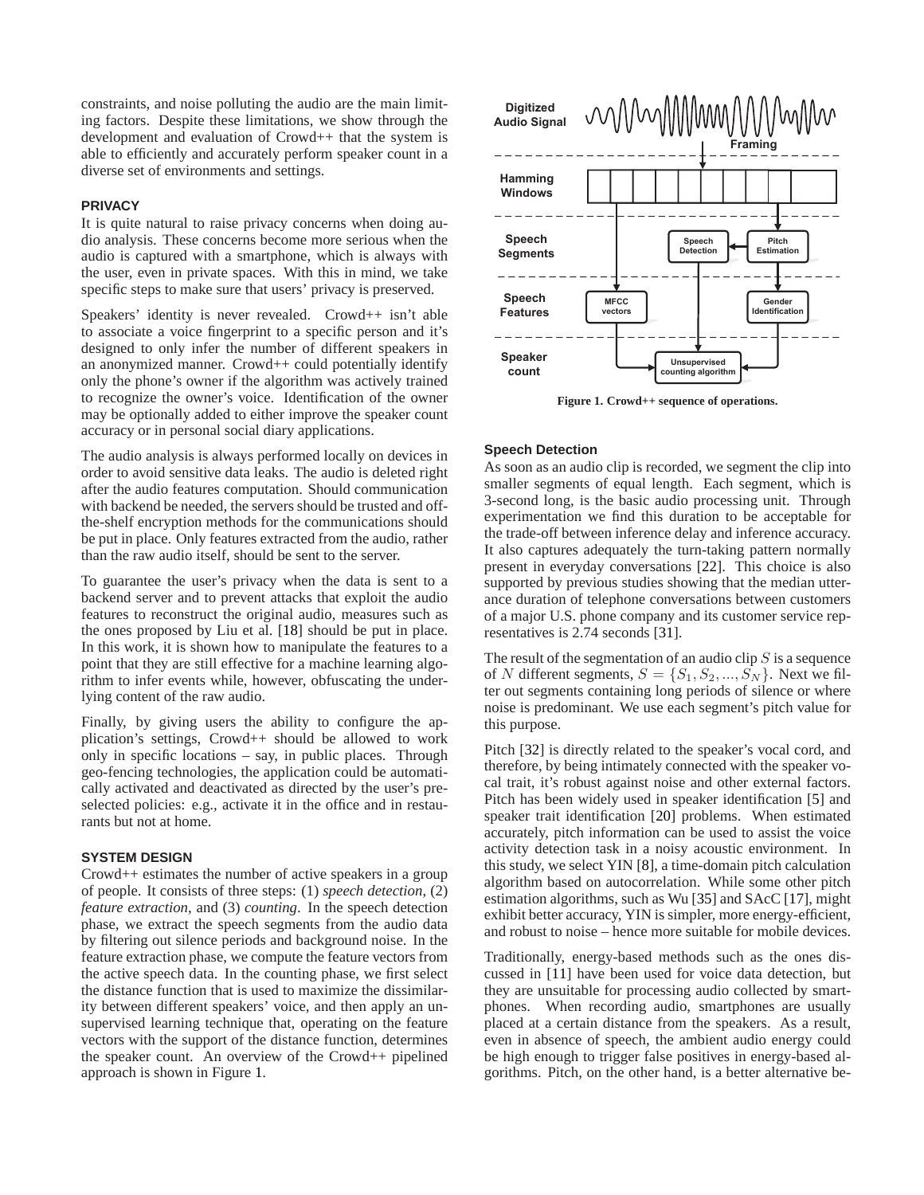constraints, and noise polluting the audio are the main limiting factors. Despite these limitations, we show through the development and evaluation of Crowd++ that the system is able to efficiently and accurately perform speaker count in a diverse set of environments and settings.

## PRIVACY

It is quite natural to raise privacy concerns when doing audio analysis. These concerns become more serious when the audio is captured with a smartphone, which is always with the user, even in private spaces. With this in mind, we take specific steps to make sure that users' privacy is preserved.

Speakers' identity is never revealed. Crowd++ isn't able to associate a voice fingerprint to a specific person and it's designed to only infer the number of different speakers in an anonymized manner. Crowd++ could potentially identify only the phone's owner if the algorithm was actively trained to recognize the owner's voice. Identification of the owner may be optionally added to either improve the speaker count accuracy or in personal social diary applications.

The audio analysis is always performed locally on devices in order to avoid sensitive data leaks. The audio is deleted right after the audio features computation. Should communication with backend be needed, the servers should be trusted and off-the-shelf encryption methods for the communications should be put in place. Only features extracted from the audio, rather than the raw audio itself, should be sent to the server.

To guarantee the user's privacy when the data is sent to a backend server and to prevent attacks that exploit the audio features to reconstruct the original audio, measures such as the ones proposed by Liu et al. [18] should be put in place. In this work, it is shown how to manipulate the features to a point that they are still effective for a machine learning algorithm to infer events while, however, obfuscating the underlying content of the raw audio.

Finally, by giving users the ability to configure the application's settings, Crowd++ should be allowed to work only in specific locations – say, in public places. Through geo-fencing technologies, the application could be automatically activated and deactivated as directed by the user's preselected policies: e.g., activate it in the office and in restaurants but not at home.

## SYSTEM DESIGN

Crowd++ estimates the number of active speakers in a group of people. It consists of three steps: (1) *speech detection*, (2) *feature extraction*, and (3) *counting*. In the speech detection phase, we extract the speech segments from the audio data by filtering out silence periods and background noise. In the feature extraction phase, we compute the feature vectors from the active speech data. In the counting phase, we first select the distance function that is used to maximize the dissimilarity between different speakers' voice, and then apply an unsupervised learning technique that, operating on the feature vectors with the support of the distance function, determines the speaker count. An overview of the Crowd++ pipelined approach is shown in Figure 1.

**Figure 1. Crowd++ sequence of operations.**

### Speech Detection

As soon as an audio clip is recorded, we segment the clip into smaller segments of equal length. Each segment, which is 3-second long, is the basic audio processing unit. Through experimentation we find this duration to be acceptable for the trade-off between inference delay and inference accuracy. It also captures adequately the turn-taking pattern normally present in everyday conversations [22]. This choice is also supported by previous studies showing that the median utterance duration of telephone conversations between customers of a major U.S. phone company and its customer service representatives is 2.74 seconds [31].

The result of the segmentation of an audio clip $S$ is a sequence of $N$ different segments, $S = \{S_1, S_2, ..., S_N\}$. Next we filter out segments containing long periods of silence or where noise is predominant. We use each segment's pitch value for this purpose.

Pitch [32] is directly related to the speaker's vocal cord, and therefore, by being intimately connected with the speaker vocal trait, it's robust against noise and other external factors. Pitch has been widely used in speaker identification [5] and speaker trait identification [20] problems. When estimated accurately, pitch information can be used to assist the voice activity detection task in a noisy acoustic environment. In this study, we select YIN [8], a time-domain pitch calculation algorithm based on autocorrelation. While some other pitch estimation algorithms, such as Wu [35] and SAcC [17], might exhibit better accuracy, YIN is simpler, more energy-efficient, and robust to noise – hence more suitable for mobile devices.

Traditionally, energy-based methods such as the ones discussed in [11] have been used for voice data detection, but they are unsuitable for processing audio collected by smartphones. When recording audio, smartphones are usually placed at a certain distance from the speakers. As a result, even in absence of speech, the ambient audio energy could be high enough to trigger false positives in energy-based algorithms. Pitch, on the other hand, is a better alternative be-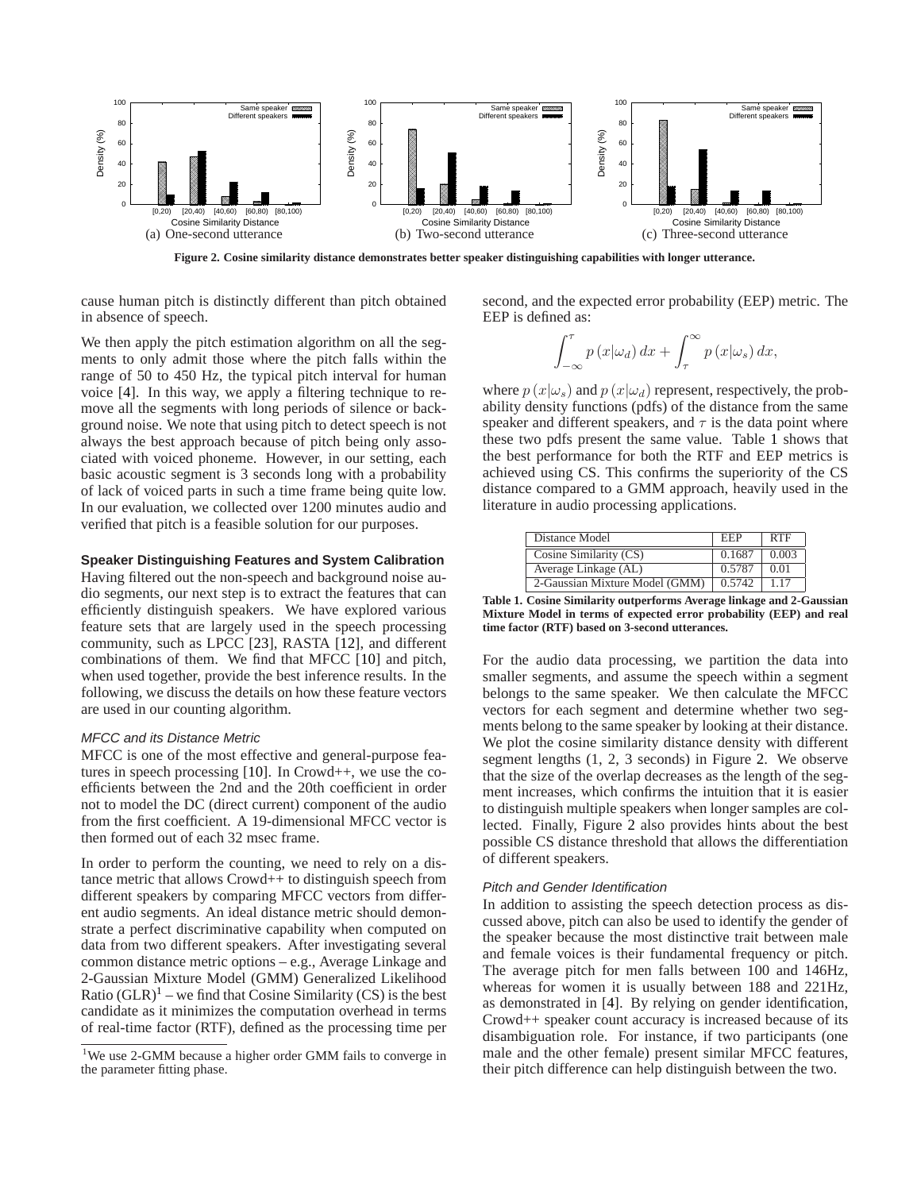Figure 2. Cosine similarity distance demonstrates better speaker distinguishing capabilities with longer utterance.

(a) One-second utterance (b) Two-second utterance (c) Three-second utterance

cause human pitch is distinctly different than pitch obtained in absence of speech.

We then apply the pitch estimation algorithm on all the segments to only admit those where the pitch falls within the range of 50 to 450 Hz, the typical pitch interval for human voice [4]. In this way, we apply a filtering technique to remove all the segments with long periods of silence or background noise. We note that using pitch to detect speech is not always the best approach because of pitch being only associated with voiced phoneme. However, in our setting, each basic acoustic segment is 3 seconds long with a probability of lack of voiced parts in such a time frame being quite low. In our evaluation, we collected over 1200 minutes audio and verified that pitch is a feasible solution for our purposes.

### Speaker Distinguishing Features and System Calibration

Having filtered out the non-speech and background noise audio segments, our next step is to extract the features that can efficiently distinguish speakers. We have explored various feature sets that are largely used in the speech processing community, such as LPCC [23], RASTA [12], and different combinations of them. We find that MFCC [10] and pitch, when used together, provide the best inference results. In the following, we discuss the details on how these feature vectors are used in our counting algorithm.

#### *MFCC and its Distance Metric*

MFCC is one of the most effective and general-purpose features in speech processing [10]. In Crowd++, we use the coefficients between the 2nd and the 20th coefficient in order not to model the DC (direct current) component of the audio from the first coefficient. A 19-dimensional MFCC vector is then formed out of each 32 msec frame.

In order to perform the counting, we need to rely on a distance metric that allows Crowd++ to distinguish speech from different speakers by comparing MFCC vectors from different audio segments. An ideal distance metric should demonstrate a perfect discriminative capability when computed on data from two different speakers. After investigating several common distance metric options – e.g., Average Linkage and 2-Gaussian Mixture Model (GMM) Generalized Likelihood Ratio (GLR)[1] – we find that Cosine Similarity (CS) is the best candidate as it minimizes the computation overhead in terms of real-time factor (RTF), defined as the processing time per second, and the expected error probability (EEP) metric. The EEP is defined as:

$$\int_{-\infty}^{\tau} p\left(x|\omega_d\right) dx + \int_{\tau}^{\infty} p\left(x|\omega_s\right) dx,$$

where $p\left(x|\omega_s\right)$ and $p\left(x|\omega_d\right)$ represent, respectively, the probability density functions (pdfs) of the distance from the same speaker and different speakers, and $\tau$ is the data point where these two pdfs present the same value. Table 1 shows that the best performance for both the RTF and EEP metrics is achieved using CS. This confirms the superiority of the CS distance compared to a GMM approach, heavily used in the literature in audio processing applications.

| Distance Model | EEP | RTF |
|---|---|---|
| Cosine Similarity (CS) | 0.1687 | 0.003 |
| Average Linkage (AL) | 0.5787 | 0.01 |
| 2-Gaussian Mixture Model (GMM) | 0.5742 | 1.17 |

**Table 1. Cosine Similarity outperforms Average linkage and 2-Gaussian Mixture Model in terms of expected error probability (EEP) and real time factor (RTF) based on 3-second utterances.**

For the audio data processing, we partition the data into smaller segments, and assume the speech within a segment belongs to the same speaker. We then calculate the MFCC vectors for each segment and determine whether two segments belong to the same speaker by looking at their distance. We plot the cosine similarity distance density with different segment lengths (1, 2, 3 seconds) in Figure 2. We observe that the size of the overlap decreases as the length of the segment increases, which confirms the intuition that it is easier to distinguish multiple speakers when longer samples are collected. Finally, Figure 2 also provides hints about the best possible CS distance threshold that allows the differentiation of different speakers.

#### *Pitch and Gender Identification*

In addition to assisting the speech detection process as discussed above, pitch can also be used to identify the gender of the speaker because the most distinctive trait between male and female voices is their fundamental frequency or pitch. The average pitch for men falls between 100 and 146Hz, whereas for women it is usually between 188 and 221Hz, as demonstrated in [4]. By relying on gender identification, Crowd++ speaker count accuracy is increased because of its disambiguation role. For instance, if two participants (one male and the other female) present similar MFCC features, their pitch difference can help distinguish between the two.

[1] We use 2-GMM because a higher order GMM fails to converge in the parameter fitting phase.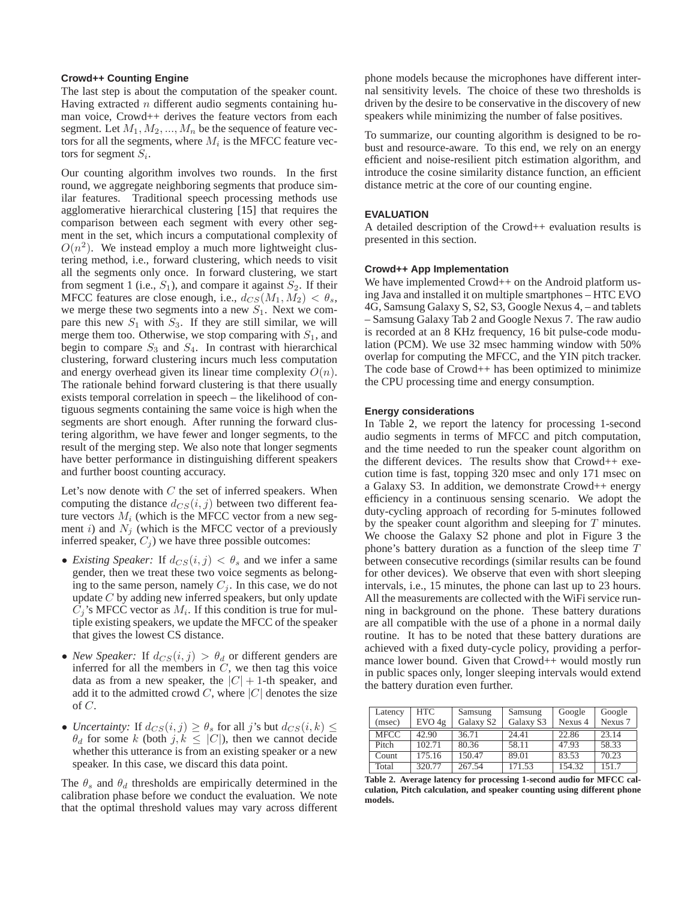### Crowd++ Counting Engine

The last step is about the computation of the speaker count. Having extracted $n$ different audio segments containing human voice, Crowd++ derives the feature vectors from each segment. Let $M_1, M_2, ..., M_n$ be the sequence of feature vectors for all the segments, where $M_i$ is the MFCC feature vectors for segment $S_i$.

Our counting algorithm involves two rounds. In the first round, we aggregate neighboring segments that produce similar features. Traditional speech processing methods use agglomerative hierarchical clustering [15] that requires the comparison between each segment with every other segment in the set, which incurs a computational complexity of $O(n^2)$. We instead employ a much more lightweight clustering method, i.e., forward clustering, which needs to visit all the segments only once. In forward clustering, we start from segment 1 (i.e., $S_1$), and compare it against $S_2$. If their MFCC features are close enough, i.e., $d_{CS}(M_1, M_2) < \theta_s$, we merge these two segments into a new $S_1$. Next we compare this new $S_1$ with $S_3$. If they are still similar, we will merge them too. Otherwise, we stop comparing with $S_1$, and begin to compare $S_3$ and $S_4$. In contrast with hierarchical clustering, forward clustering incurs much less computation and energy overhead given its linear time complexity $O(n)$. The rationale behind forward clustering is that there usually exists temporal correlation in speech – the likelihood of contiguous segments containing the same voice is high when the segments are short enough. After running the forward clustering algorithm, we have fewer and longer segments, to the result of the merging step. We also note that longer segments have better performance in distinguishing different speakers and further boost counting accuracy.

Let's now denote with $C$ the set of inferred speakers. When computing the distance $d_{CS}(i, j)$ between two different feature vectors $M_i$ (which is the MFCC vector from a new segment $i$) and $N_j$ (which is the MFCC vector of a previously inferred speaker, $C_j$) we have three possible outcomes:

- *Existing Speaker:* If $d_{CS}(i, j) < \theta_s$ and we infer a same gender, then we treat these two voice segments as belonging to the same person, namely $C_j$. In this case, we do not update $C$ by adding new inferred speakers, but only update $C_j$'s MFCC vector as $M_i$. If this condition is true for multiple existing speakers, we update the MFCC of the speaker that gives the lowest CS distance.
- *New Speaker:* If $d_{CS}(i, j) > \theta_d$ or different genders are inferred for all the members in $C$, we then tag this voice data as from a new speaker, the $|C| + 1$-th speaker, and add it to the admitted crowd $C$, where $|C|$ denotes the size of $C$.
- *Uncertainty:* If $d_{CS}(i, j) \geq \theta_s$ for all $j$'s but $d_{CS}(i, k) \leq \theta_d$ for some $k$ (both $j, k \leq |C|$), then we cannot decide whether this utterance is from an existing speaker or a new speaker. In this case, we discard this data point.

The $\theta_s$ and $\theta_d$ thresholds are empirically determined in the calibration phase before we conduct the evaluation. We note that the optimal threshold values may vary across different phone models because the microphones have different internal sensitivity levels. The choice of these two thresholds is driven by the desire to be conservative in the discovery of new speakers while minimizing the number of false positives.

To summarize, our counting algorithm is designed to be robust and resource-aware. To this end, we rely on an energy efficient and noise-resilient pitch estimation algorithm, and introduce the cosine similarity distance function, an efficient distance metric at the core of our counting engine.

## EVALUATION

A detailed description of the Crowd++ evaluation results is presented in this section.

### Crowd++ App Implementation

We have implemented Crowd++ on the Android platform using Java and installed it on multiple smartphones – HTC EVO 4G, Samsung Galaxy S, S2, S3, Google Nexus 4, – and tablets – Samsung Galaxy Tab 2 and Google Nexus 7. The raw audio is recorded at an 8 KHz frequency, 16 bit pulse-code modulation (PCM). We use 32 msec hamming window with 50% overlap for computing the MFCC, and the YIN pitch tracker. The code base of Crowd++ has been optimized to minimize the CPU processing time and energy consumption.

### Energy considerations

In Table 2, we report the latency for processing 1-second audio segments in terms of MFCC and pitch computation, and the time needed to run the speaker count algorithm on the different devices. The results show that Crowd++ execution time is fast, topping 320 msec and only 171 msec on a Galaxy S3. In addition, we demonstrate Crowd++ energy efficiency in a continuous sensing scenario. We adopt the duty-cycling approach of recording for 5-minutes followed by the speaker count algorithm and sleeping for $T$ minutes. We choose the Galaxy S2 phone and plot in Figure 3 the phone's battery duration as a function of the sleep time $T$ between consecutive recordings (similar results can be found for other devices). We observe that even with short sleeping intervals, i.e., 15 minutes, the phone can last up to 23 hours. All the measurements are collected with the WiFi service running in background on the phone. These battery durations are all compatible with the use of a phone in a normal daily routine. It has to be noted that these battery durations are achieved with a fixed duty-cycle policy, providing a performance lower bound. Given that Crowd++ would mostly run in public spaces only, longer sleeping intervals would extend the battery duration even further.

| Latency (msec) | HTC EVO 4g | Samsung Galaxy S2 | Samsung Galaxy S3 | Google Nexus 4 | Google Nexus 7 |
|---|---|---|---|---|---|
| MFCC | 42.90 | 36.71 | 24.41 | 22.86 | 23.14 |
| Pitch | 102.71 | 80.36 | 58.11 | 47.93 | 58.33 |
| Count | 175.16 | 150.47 | 89.01 | 83.53 | 70.23 |
| Total | 320.77 | 267.54 | 171.53 | 154.32 | 151.7 |

**Table 2. Average latency for processing 1-second audio for MFCC calculation, Pitch calculation, and speaker counting using different phone models.**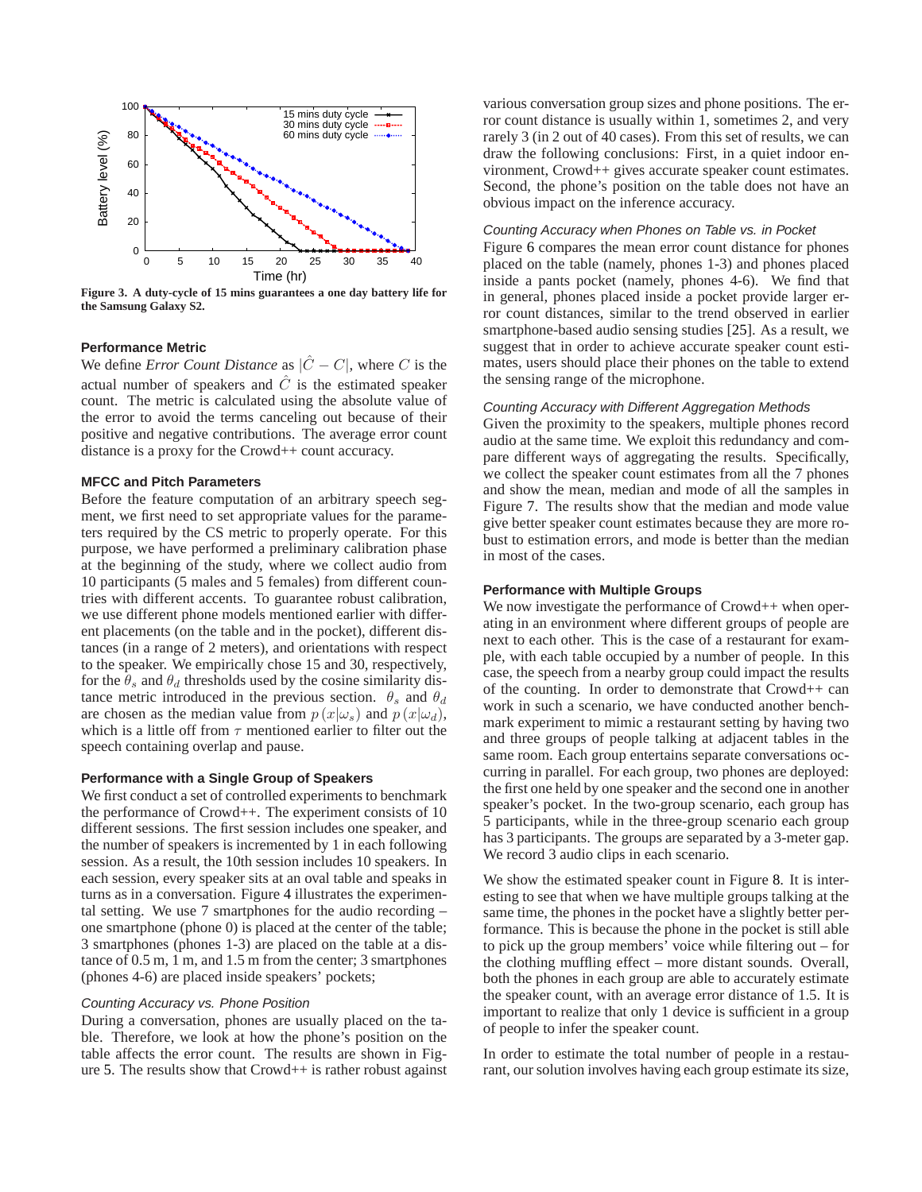Figure 3. A duty-cycle of 15 mins guarantees a one day battery life for the Samsung Galaxy S2.

### Performance Metric

We define *Error Count Distance* as $|\hat{C} - C|$, where $C$ is the actual number of speakers and $\hat{C}$ is the estimated speaker count. The metric is calculated using the absolute value of the error to avoid the terms canceling out because of their positive and negative contributions. The average error count distance is a proxy for the Crowd++ count accuracy.

### MFCC and Pitch Parameters

Before the feature computation of an arbitrary speech segment, we first need to set appropriate values for the parameters required by the CS metric to properly operate. For this purpose, we have performed a preliminary calibration phase at the beginning of the study, where we collect audio from 10 participants (5 males and 5 females) from different countries with different accents. To guarantee robust calibration, we use different phone models mentioned earlier with different placements (on the table and in the pocket), different distances (in a range of 2 meters), and orientations with respect to the speaker. We empirically chose 15 and 30, respectively, for the $\theta_s$ and $\theta_d$ thresholds used by the cosine similarity distance metric introduced in the previous section. $\theta_s$ and $\theta_d$ are chosen as the median value from $p(x|\omega_s)$ and $p(x|\omega_d)$, which is a little off from $\tau$ mentioned earlier to filter out the speech containing overlap and pause.

### Performance with a Single Group of Speakers

We first conduct a set of controlled experiments to benchmark the performance of Crowd++. The experiment consists of 10 different sessions. The first session includes one speaker, and the number of speakers is incremented by 1 in each following session. As a result, the 10th session includes 10 speakers. In each session, every speaker sits at an oval table and speaks in turns as in a conversation. Figure 4 illustrates the experimental setting. We use 7 smartphones for the audio recording – one smartphone (phone 0) is placed at the center of the table; 3 smartphones (phones 1-3) are placed on the table at a distance of 0.5 m, 1 m, and 1.5 m from the center; 3 smartphones (phones 4-6) are placed inside speakers' pockets;

*Counting Accuracy vs. Phone Position*

During a conversation, phones are usually placed on the table. Therefore, we look at how the phone's position on the table affects the error count. The results are shown in Figure 5. The results show that Crowd++ is rather robust against various conversation group sizes and phone positions. The error count distance is usually within 1, sometimes 2, and very rarely 3 (in 2 out of 40 cases). From this set of results, we can draw the following conclusions: First, in a quiet indoor environment, Crowd++ gives accurate speaker count estimates. Second, the phone's position on the table does not have an obvious impact on the inference accuracy.

*Counting Accuracy when Phones on Table vs. in Pocket*

Figure 6 compares the mean error count distance for phones placed on the table (namely, phones 1-3) and phones placed inside a pants pocket (namely, phones 4-6). We find that in general, phones placed inside a pocket provide larger error count distances, similar to the trend observed in earlier smartphone-based audio sensing studies [25]. As a result, we suggest that in order to achieve accurate speaker count estimates, users should place their phones on the table to extend the sensing range of the microphone.

*Counting Accuracy with Different Aggregation Methods*

Given the proximity to the speakers, multiple phones record audio at the same time. We exploit this redundancy and compare different ways of aggregating the results. Specifically, we collect the speaker count estimates from all the 7 phones and show the mean, median and mode of all the samples in Figure 7. The results show that the median and mode value give better speaker count estimates because they are more robust to estimation errors, and mode is better than the median in most of the cases.

### Performance with Multiple Groups

We now investigate the performance of Crowd++ when operating in an environment where different groups of people are next to each other. This is the case of a restaurant for example, with each table occupied by a number of people. In this case, the speech from a nearby group could impact the results of the counting. In order to demonstrate that Crowd++ can work in such a scenario, we have conducted another benchmark experiment to mimic a restaurant setting by having two and three groups of people talking at adjacent tables in the same room. Each group entertains separate conversations occurring in parallel. For each group, two phones are deployed: the first one held by one speaker and the second one in another speaker's pocket. In the two-group scenario, each group has 5 participants, while in the three-group scenario each group has 3 participants. The groups are separated by a 3-meter gap. We record 3 audio clips in each scenario.

We show the estimated speaker count in Figure 8. It is interesting to see that when we have multiple groups talking at the same time, the phones in the pocket have a slightly better performance. This is because the phone in the pocket is still able to pick up the group members' voice while filtering out – for the clothing muffling effect – more distant sounds. Overall, both the phones in each group are able to accurately estimate the speaker count, with an average error distance of 1.5. It is important to realize that only 1 device is sufficient in a group of people to infer the speaker count.

In order to estimate the total number of people in a restaurant, our solution involves having each group estimate its size,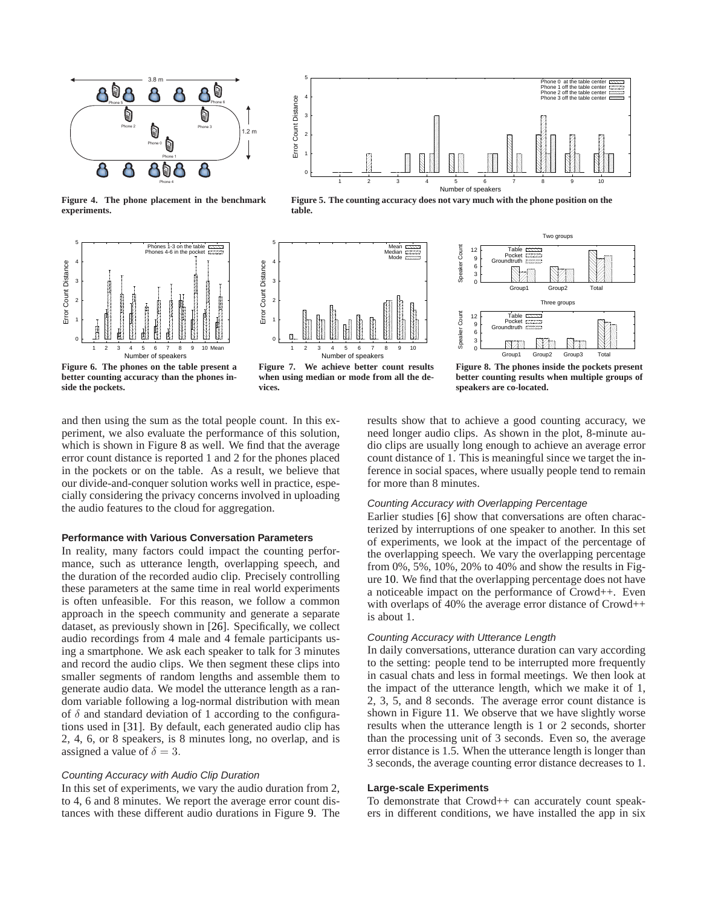Figure 4. The phone placement in the benchmark experiments.

Figure 5. The counting accuracy does not vary much with the phone position on the table.

Figure 6. The phones on the table present a better counting accuracy than the phones inside the pockets.

Figure 7. We achieve better count results when using median or mode from all the devices.

Figure 8. The phones inside the pockets present better counting results when multiple groups of speakers are co-located.

and then using the sum as the total people count. In this experiment, we also evaluate the performance of this solution, which is shown in Figure 8 as well. We find that the average error count distance is reported 1 and 2 for the phones placed in the pockets or on the table. As a result, we believe that our divide-and-conquer solution works well in practice, especially considering the privacy concerns involved in uploading the audio features to the cloud for aggregation.

### Performance with Various Conversation Parameters

In reality, many factors could impact the counting performance, such as utterance length, overlapping speech, and the duration of the recorded audio clip. Precisely controlling these parameters at the same time in real world experiments is often unfeasible. For this reason, we follow a common approach in the speech community and generate a separate dataset, as previously shown in [26]. Specifically, we collect audio recordings from 4 male and 4 female participants using a smartphone. We ask each speaker to talk for 3 minutes and record the audio clips. We then segment these clips into smaller segments of random lengths and assemble them to generate audio data. We model the utterance length as a random variable following a log-normal distribution with mean of $\delta$ and standard deviation of 1 according to the configurations used in [31]. By default, each generated audio clip has 2, 4, 6, or 8 speakers, is 8 minutes long, no overlap, and is assigned a value of $\delta = 3$.

#### *Counting Accuracy with Audio Clip Duration*

In this set of experiments, we vary the audio duration from 2, to 4, 6 and 8 minutes. We report the average error count distances with these different audio durations in Figure 9. The results show that to achieve a good counting accuracy, we need longer audio clips. As shown in the plot, 8-minute audio clips are usually long enough to achieve an average error count distance of 1. This is meaningful since we target the inference in social spaces, where usually people tend to remain for more than 8 minutes.

#### *Counting Accuracy with Overlapping Percentage*

Earlier studies [6] show that conversations are often characterized by interruptions of one speaker to another. In this set of experiments, we look at the impact of the percentage of the overlapping speech. We vary the overlapping percentage from 0%, 5%, 10%, 20% to 40% and show the results in Figure 10. We find that the overlapping percentage does not have a noticeable impact on the performance of Crowd++. Even with overlaps of 40% the average error distance of Crowd++ is about 1.

#### *Counting Accuracy with Utterance Length*

In daily conversations, utterance duration can vary according to the setting: people tend to be interrupted more frequently in casual chats and less in formal meetings. We then look at the impact of the utterance length, which we make it of 1, 2, 3, 5, and 8 seconds. The average error count distance is shown in Figure 11. We observe that we have slightly worse results when the utterance length is 1 or 2 seconds, shorter than the processing unit of 3 seconds. Even so, the average error distance is 1.5. When the utterance length is longer than 3 seconds, the average counting error distance decreases to 1.

### Large-scale Experiments

To demonstrate that Crowd++ can accurately count speakers in different conditions, we have installed the app in six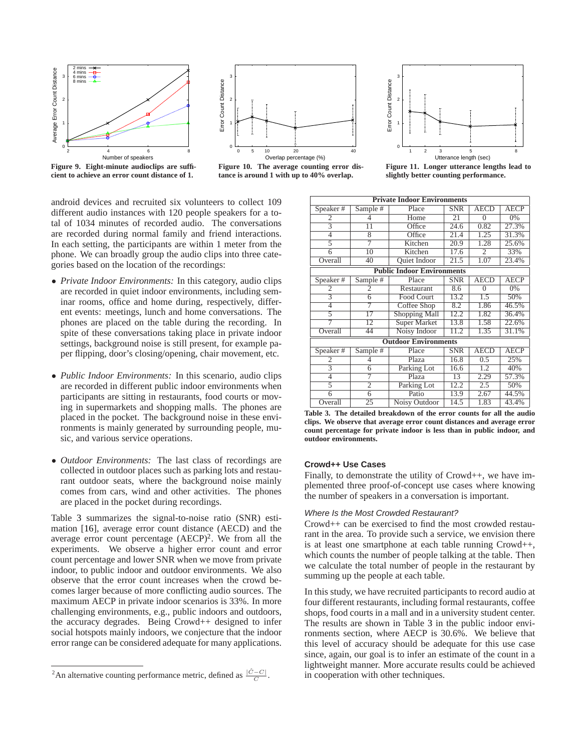Figure 9. Eight-minute audioclips are sufficient to achieve an error count distance of 1.

Figure 10. The average counting error distance is around 1 with up to 40% overlap.

Figure 11. Longer utterance lengths lead to slightly better counting performance.

android devices and recruited six volunteers to collect 109 different audio instances with 120 people speakers for a total of 1034 minutes of recorded audio. The conversations are recorded during normal family and friend interactions. In each setting, the participants are within 1 meter from the phone. We can broadly group the audio clips into three categories based on the location of the recordings:

- *Private Indoor Environments:* In this category, audio clips are recorded in quiet indoor environments, including seminar rooms, office and home during, respectively, different events: meetings, lunch and home conversations. The phones are placed on the table during the recording. In spite of these conversations taking place in private indoor settings, background noise is still present, for example paper flipping, door's closing/opening, chair movement, etc.

- *Public Indoor Environments:* In this scenario, audio clips are recorded in different public indoor environments when participants are sitting in restaurants, food courts or moving in supermarkets and shopping malls. The phones are placed in the pocket. The background noise in these environments is mainly generated by surrounding people, music, and various service operations.

- *Outdoor Environments:* The last class of recordings are collected in outdoor places such as parking lots and restaurant outdoor seats, where the background noise mainly comes from cars, wind and other activities. The phones are placed in the pocket during recordings.

Table 3 summarizes the signal-to-noise ratio (SNR) estimation [16], average error count distance (AECD) and the average error count percentage (AECP)[2]. We from all the experiments. We observe a higher error count and error count percentage and lower SNR when we move from private indoor, to public indoor and outdoor environments. We also observe that the error count increases when the crowd becomes larger because of more conflicting audio sources. The maximum AECP in private indoor scenarios is 33%. In more challenging environments, e.g., public indoors and outdoors, the accuracy degrades. Being Crowd++ designed to infer social hotspots mainly indoors, we conjecture that the indoor error range can be considered adequate for many applications.

[2]An alternative counting performance metric, defined as $\frac{|\hat{C}-C|}{C}$.

| Speaker # | Sample # | Place | SNR | AECD | AECP |
|---|---|---|---|---|---|
| **Private Indoor Environments** | | | | | |
| 2 | 4 | Home | 21 | 0 | 0% |
| 3 | 11 | Office | 24.6 | 0.82 | 27.3% |
| 4 | 8 | Office | 21.4 | 1.25 | 31.3% |
| 5 | 7 | Kitchen | 20.9 | 1.28 | 25.6% |
| 6 | 10 | Kitchen | 17.6 | 2 | 33% |
| Overall | 40 | Quiet Indoor | 21.5 | 1.07 | 23.4% |
| **Public Indoor Environments** | | | | | |
| 2 | 2 | Restaurant | 8.6 | 0 | 0% |
| 3 | 6 | Food Court | 13.2 | 1.5 | 50% |
| 4 | 7 | Coffee Shop | 8.2 | 1.86 | 46.5% |
| 5 | 17 | Shopping Mall | 12.2 | 1.82 | 36.4% |
| 7 | 12 | Super Market | 13.8 | 1.58 | 22.6% |
| Overall | 44 | Noisy Indoor | 11.2 | 1.35 | 31.1% |
| **Outdoor Environments** | | | | | |
| 2 | 4 | Plaza | 16.8 | 0.5 | 25% |
| 3 | 6 | Parking Lot | 16.6 | 1.2 | 40% |
| 4 | 7 | Plaza | 13 | 2.29 | 57.3% |
| 5 | 2 | Parking Lot | 12.2 | 2.5 | 50% |
| 6 | 6 | Patio | 13.9 | 2.67 | 44.5% |
| Overall | 25 | Noisy Outdoor | 14.5 | 1.83 | 43.4% |

**Table 3. The detailed breakdown of the error counts for all the audio clips. We observe that average error count distances and average error count percentage for private indoor is less than in public indoor, and outdoor environments.**

## Crowd++ Use Cases

Finally, to demonstrate the utility of Crowd++, we have implemented three proof-of-concept use cases where knowing the number of speakers in a conversation is important.

### *Where Is the Most Crowded Restaurant?*

Crowd++ can be exercised to find the most crowded restaurant in the area. To provide such a service, we envision there is at least one smartphone at each table running Crowd++, which counts the number of people talking at the table. Then we calculate the total number of people in the restaurant by summing up the people at each table.

In this study, we have recruited participants to record audio at four different restaurants, including formal restaurants, coffee shops, food courts in a mall and in a university student center. The results are shown in Table 3 in the public indoor environments section, where AECP is 30.6%. We believe that this level of accuracy should be adequate for this use case since, again, our goal is to infer an estimate of the count in a lightweight manner. More accurate results could be achieved in cooperation with other techniques.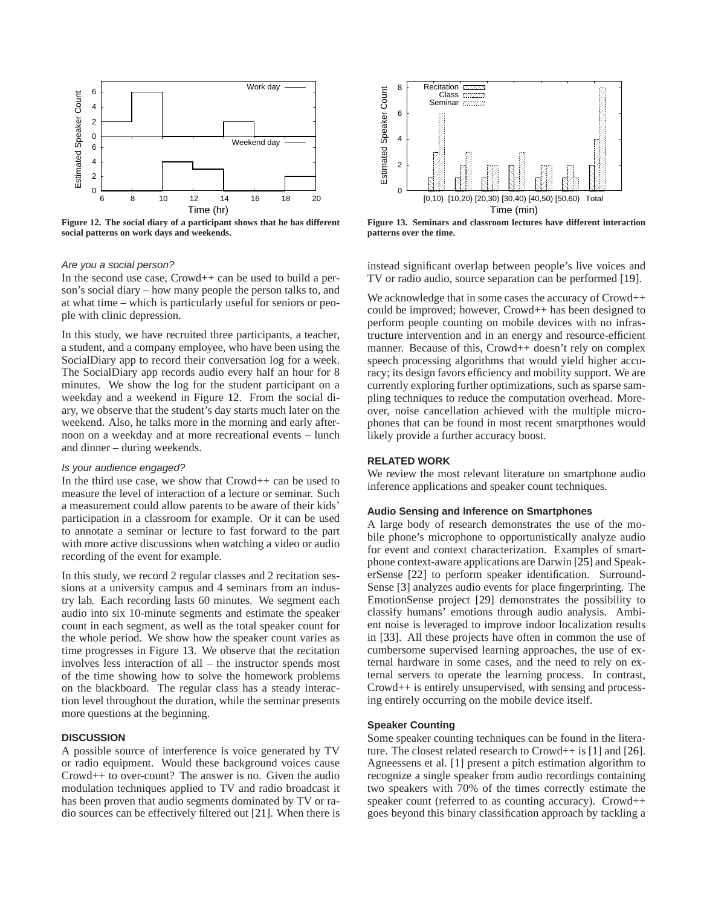Figure 12. The social diary of a participant shows that he has different social patterns on work days and weekends.

Figure 13. Seminars and classroom lectures have different interaction patterns over the time.

*Are you a social person?*

In the second use case, Crowd++ can be used to build a person's social diary – how many people the person talks to, and at what time – which is particularly useful for seniors or people with clinic depression.

In this study, we have recruited three participants, a teacher, a student, and a company employee, who have been using the SocialDiary app to record their conversation log for a week. The SocialDiary app records audio every half an hour for 8 minutes. We show the log for the student participant on a weekday and a weekend in Figure 12. From the social diary, we observe that the student's day starts much later on the weekend. Also, he talks more in the morning and early afternoon on a weekday and at more recreational events – lunch and dinner – during weekends.

*Is your audience engaged?*

In the third use case, we show that Crowd++ can be used to measure the level of interaction of a lecture or seminar. Such a measurement could allow parents to be aware of their kids' participation in a classroom for example. Or it can be used to annotate a seminar or lecture to fast forward to the part with more active discussions when watching a video or audio recording of the event for example.

In this study, we record 2 regular classes and 2 recitation sessions at a university campus and 4 seminars from an industry lab. Each recording lasts 60 minutes. We segment each audio into six 10-minute segments and estimate the speaker count in each segment, as well as the total speaker count for the whole period. We show how the speaker count varies as time progresses in Figure 13. We observe that the recitation involves less interaction of all – the instructor spends most of the time showing how to solve the homework problems on the blackboard. The regular class has a steady interaction level throughout the duration, while the seminar presents more questions at the beginning.

## DISCUSSION

A possible source of interference is voice generated by TV or radio equipment. Would these background voices cause Crowd++ to over-count? The answer is no. Given the audio modulation techniques applied to TV and radio broadcast it has been proven that audio segments dominated by TV or radio sources can be effectively filtered out [21]. When there is instead significant overlap between people's live voices and TV or radio audio, source separation can be performed [19].

We acknowledge that in some cases the accuracy of Crowd++ could be improved; however, Crowd++ has been designed to perform people counting on mobile devices with no infrastructure intervention and in an energy and resource-efficient manner. Because of this, Crowd++ doesn't rely on complex speech processing algorithms that would yield higher accuracy; its design favors efficiency and mobility support. We are currently exploring further optimizations, such as sparse sampling techniques to reduce the computation overhead. Moreover, noise cancellation achieved with the multiple microphones that can be found in most recent smarpthones would likely provide a further accuracy boost.

## RELATED WORK

We review the most relevant literature on smartphone audio inference applications and speaker count techniques.

### Audio Sensing and Inference on Smartphones

A large body of research demonstrates the use of the mobile phone's microphone to opportunistically analyze audio for event and context characterization. Examples of smartphone context-aware applications are Darwin [25] and SpeakerSense [22] to perform speaker identification. SurroundSense [3] analyzes audio events for place fingerprinting. The EmotionSense project [29] demonstrates the possibility to classify humans' emotions through audio analysis. Ambient noise is leveraged to improve indoor localization results in [33]. All these projects have often in common the use of cumbersome supervised learning approaches, the use of external hardware in some cases, and the need to rely on external servers to operate the learning process. In contrast, Crowd++ is entirely unsupervised, with sensing and processing entirely occurring on the mobile device itself.

### Speaker Counting

Some speaker counting techniques can be found in the literature. The closest related research to Crowd++ is [1] and [26]. Agneessens et al. [1] present a pitch estimation algorithm to recognize a single speaker from audio recordings containing two speakers with 70% of the times correctly estimate the speaker count (referred to as counting accuracy). Crowd++ goes beyond this binary classification approach by tackling a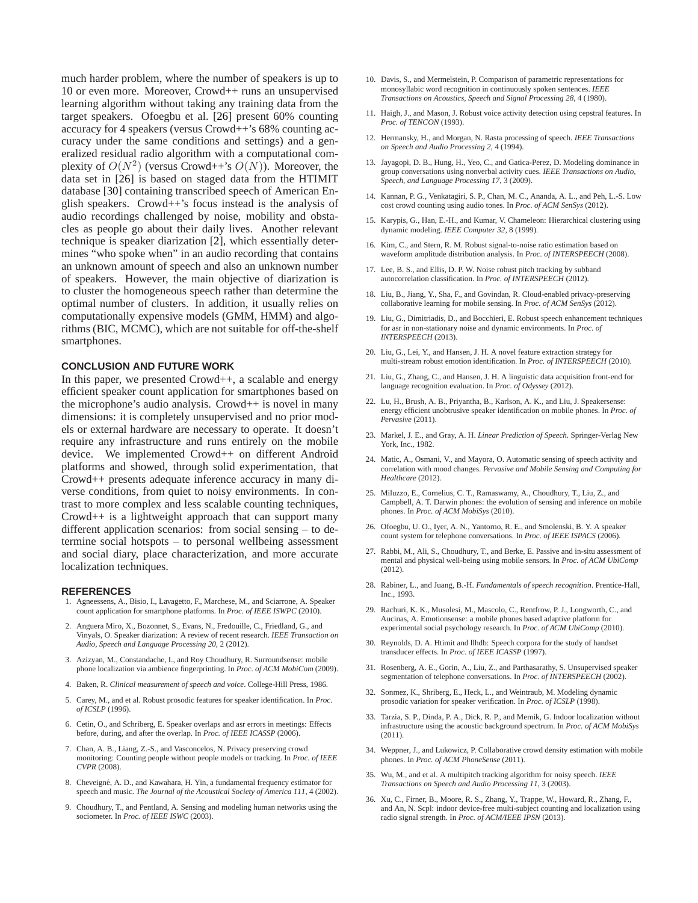much harder problem, where the number of speakers is up to 10 or even more. Moreover, Crowd++ runs an unsupervised learning algorithm without taking any training data from the target speakers. Ofoegbu et al. [26] present 60% counting accuracy for 4 speakers (versus Crowd++'s 68% counting accuracy under the same conditions and settings) and a generalized residual radio algorithm with a computational complexity of $O(N^2)$ (versus Crowd++'s $O(N)$). Moreover, the data set in [26] is based on staged data from the HTIMIT database [30] containing transcribed speech of American English speakers. Crowd++'s focus instead is the analysis of audio recordings challenged by noise, mobility and obstacles as people go about their daily lives. Another relevant technique is speaker diarization [2], which essentially determines "who spoke when" in an audio recording that contains an unknown amount of speech and also an unknown number of speakers. However, the main objective of diarization is to cluster the homogeneous speech rather than determine the optimal number of clusters. In addition, it usually relies on computationally expensive models (GMM, HMM) and algorithms (BIC, MCMC), which are not suitable for off-the-shelf smartphones.

## CONCLUSION AND FUTURE WORK

In this paper, we presented Crowd++, a scalable and energy efficient speaker count application for smartphones based on the microphone's audio analysis. Crowd++ is novel in many dimensions: it is completely unsupervised and no prior models or external hardware are necessary to operate. It doesn't require any infrastructure and runs entirely on the mobile device. We implemented Crowd++ on different Android platforms and showed, through solid experimentation, that Crowd++ presents adequate inference accuracy in many diverse conditions, from quiet to noisy environments. In contrast to more complex and less scalable counting techniques, Crowd++ is a lightweight approach that can support many different application scenarios: from social sensing – to determine social hotspots – to personal wellbeing assessment and social diary, place characterization, and more accurate localization techniques.

## REFERENCES

1. Agneessens, A., Bisio, I., Lavagetto, F., Marchese, M., and Sciarrone, A. Speaker count application for smartphone platforms. In *Proc. of IEEE ISWPC* (2010).
2. Anguera Miro, X., Bozonnet, S., Evans, N., Fredouille, C., Friedland, G., and Vinyals, O. Speaker diarization: A review of recent research. *IEEE Transaction on Audio, Speech and Language Processing 20*, 2 (2012).
3. Azizyan, M., Constandache, I., and Roy Choudhury, R. Surroundsense: mobile phone localization via ambience fingerprinting. In *Proc. of ACM MobiCom* (2009).
4. Baken, R. *Clinical measurement of speech and voice*. College-Hill Press, 1986.
5. Carey, M., and et al. Robust prosodic features for speaker identification. In *Proc. of ICSLP* (1996).
6. Cetin, O., and Schriberg, E. Speaker overlaps and asr errors in meetings: Effects before, during, and after the overlap. In *Proc. of IEEE ICASSP* (2006).
7. Chan, A. B., Liang, Z.-S., and Vasconcelos, N. Privacy preserving crowd monitoring: Counting people without people models or tracking. In *Proc. of IEEE CVPR* (2008).
8. Cheveigné, A. D., and Kawahara, H. Yin, a fundamental frequency estimator for speech and music. *The Journal of the Acoustical Society of America 111*, 4 (2002).
9. Choudhury, T., and Pentland, A. Sensing and modeling human networks using the sociometer. In *Proc. of IEEE ISWC* (2003).
10. Davis, S., and Mermelstein, P. Comparison of parametric representations for monosyllabic word recognition in continuously spoken sentences. *IEEE Transactions on Acoustics, Speech and Signal Processing 28*, 4 (1980).
11. Haigh, J., and Mason, J. Robust voice activity detection using cepstral features. In *Proc. of TENCON* (1993).
12. Hermansky, H., and Morgan, N. Rasta processing of speech. *IEEE Transactions on Speech and Audio Processing 2*, 4 (1994).
13. Jayagopi, D. B., Hung, H., Yeo, C., and Gatica-Perez, D. Modeling dominance in group conversations using nonverbal activity cues. *IEEE Transactions on Audio, Speech, and Language Processing 17*, 3 (2009).
14. Kannan, P. G., Venkatagiri, S. P., Chan, M. C., Ananda, A. L., and Peh, L.-S. Low cost crowd counting using audio tones. In *Proc. of ACM SenSys* (2012).
15. Karypis, G., Han, E.-H., and Kumar, V. Chameleon: Hierarchical clustering using dynamic modeling. *IEEE Computer 32*, 8 (1999).
16. Kim, C., and Stern, R. M. Robust signal-to-noise ratio estimation based on waveform amplitude distribution analysis. In *Proc. of INTERSPEECH* (2008).
17. Lee, B. S., and Ellis, D. P. W. Noise robust pitch tracking by subband autocorrelation classification. In *Proc. of INTERSPEECH* (2012).
18. Liu, B., Jiang, Y., Sha, F., and Govindan, R. Cloud-enabled privacy-preserving collaborative learning for mobile sensing. In *Proc. of ACM SenSys* (2012).
19. Liu, G., Dimitriadis, D., and Bocchieri, E. Robust speech enhancement techniques for asr in non-stationary noise and dynamic environments. In *Proc. of INTERSPEECH* (2013).
20. Liu, G., Lei, Y., and Hansen, J. H. A novel feature extraction strategy for multi-stream robust emotion identification. In *Proc. of INTERSPEECH* (2010).
21. Liu, G., Zhang, C., and Hansen, J. H. A linguistic data acquisition front-end for language recognition evaluation. In *Proc. of Odyssey* (2012).
22. Lu, H., Brush, A. B., Priyantha, B., Karlson, A. K., and Liu, J. Speakersense: energy efficient unobtrusive speaker identification on mobile phones. In *Proc. of Pervasive* (2011).
23. Markel, J. E., and Gray, A. H. *Linear Prediction of Speech.* Springer-Verlag New York, Inc., 1982.
24. Matic, A., Osmani, V., and Mayora, O. Automatic sensing of speech activity and correlation with mood changes. *Pervasive and Mobile Sensing and Computing for Healthcare* (2012).
25. Miluzzo, E., Cornelius, C. T., Ramaswamy, A., Choudhury, T., Liu, Z., and Campbell, A. T. Darwin phones: the evolution of sensing and inference on mobile phones. In *Proc. of ACM MobiSys* (2010).
26. Ofoegbu, U. O., Iyer, A. N., Yantorno, R. E., and Smolenski, B. Y. A speaker count system for telephone conversations. In *Proc. of IEEE ISPACS* (2006).
27. Rabbi, M., Ali, S., Choudhury, T., and Berke, E. Passive and in-situ assessment of mental and physical well-being using mobile sensors. In *Proc. of ACM UbiComp* (2012).
28. Rabiner, L., and Juang, B.-H. *Fundamentals of speech recognition*. Prentice-Hall, Inc., 1993.
29. Rachuri, K. K., Musolesi, M., Mascolo, C., Rentfrow, P. J., Longworth, C., and Aucinas, A. Emotionsense: a mobile phones based adaptive platform for experimental social psychology research. In *Proc. of ACM UbiComp* (2010).
30. Reynolds, D. A. Htimit and llhdb: Speech corpora for the study of handset transducer effects. In *Proc. of IEEE ICASSP* (1997).
31. Rosenberg, A. E., Gorin, A., Liu, Z., and Parthasarathy, S. Unsupervised speaker segmentation of telephone conversations. In *Proc. of INTERSPEECH* (2002).
32. Sonmez, K., Shriberg, E., Heck, L., and Weintraub, M. Modeling dynamic prosodic variation for speaker verification. In *Proc. of ICSLP* (1998).
33. Tarzia, S. P., Dinda, P. A., Dick, R. P., and Memik, G. Indoor localization without infrastructure using the acoustic background spectrum. In *Proc. of ACM MobiSys* (2011).
34. Weppner, J., and Lukowicz, P. Collaborative crowd density estimation with mobile phones. In *Proc. of ACM PhoneSense* (2011).
35. Wu, M., and et al. A multipitch tracking algorithm for noisy speech. *IEEE Transactions on Speech and Audio Processing 11*, 3 (2003).
36. Xu, C., Firner, B., Moore, R. S., Zhang, Y., Trappe, W., Howard, R., Zhang, F., and An, N. Scpl: indoor device-free multi-subject counting and localization using radio signal strength. In *Proc. of ACM/IEEE IPSN* (2013).